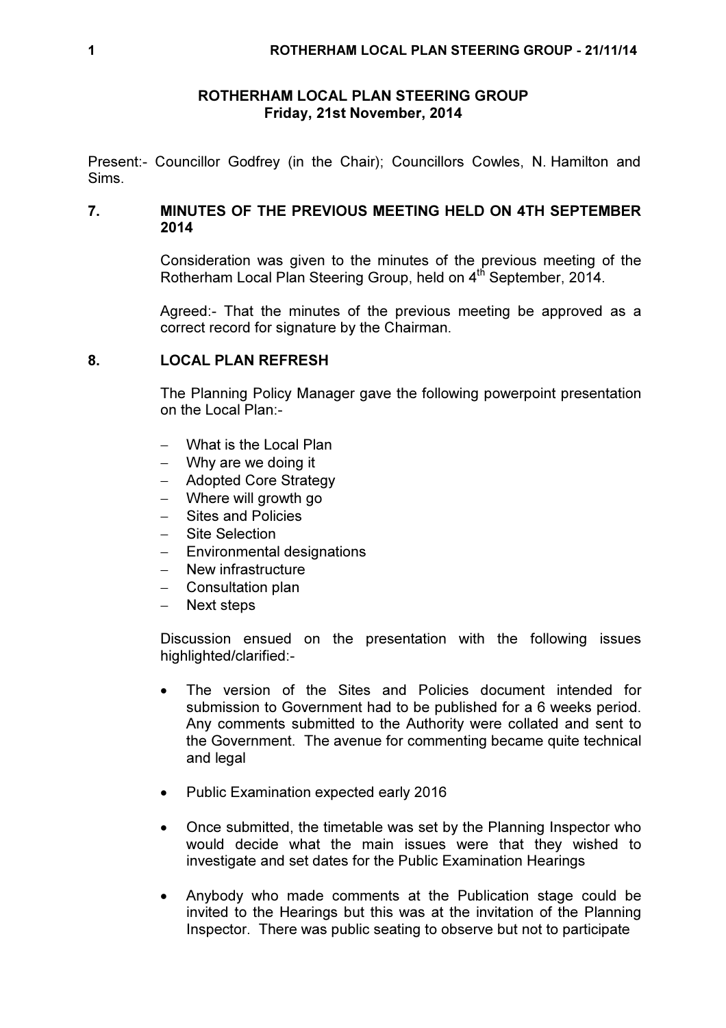# ROTHERHAM LOCAL PLAN STEERING GROUP
## Friday, 21st November, 2014

Present:- Councillor Godfrey (in the Chair); Councillors Cowles, N. Hamilton and Sims.

### 7. MINUTES OF THE PREVIOUS MEETING HELD ON 4TH SEPTEMBER 2014

Consideration was given to the minutes of the previous meeting of the Rotherham Local Plan Steering Group, held on 4th September, 2014.

Agreed:- That the minutes of the previous meeting be approved as a correct record for signature by the Chairman.

### 8. LOCAL PLAN REFRESH

The Planning Policy Manager gave the following powerpoint presentation on the Local Plan:-

- What is the Local Plan
- Why are we doing it
- Adopted Core Strategy
- Where will growth go
- Sites and Policies
- Site Selection
- Environmental designations
- New infrastructure
- Consultation plan
- Next steps

Discussion ensued on the presentation with the following issues highlighted/clarified:-

- The version of the Sites and Policies document intended for submission to Government had to be published for a 6 weeks period. Any comments submitted to the Authority were collated and sent to the Government. The avenue for commenting became quite technical and legal

- Public Examination expected early 2016

- Once submitted, the timetable was set by the Planning Inspector who would decide what the main issues were that they wished to investigate and set dates for the Public Examination Hearings

- Anybody who made comments at the Publication stage could be invited to the Hearings but this was at the invitation of the Planning Inspector. There was public seating to observe but not to participate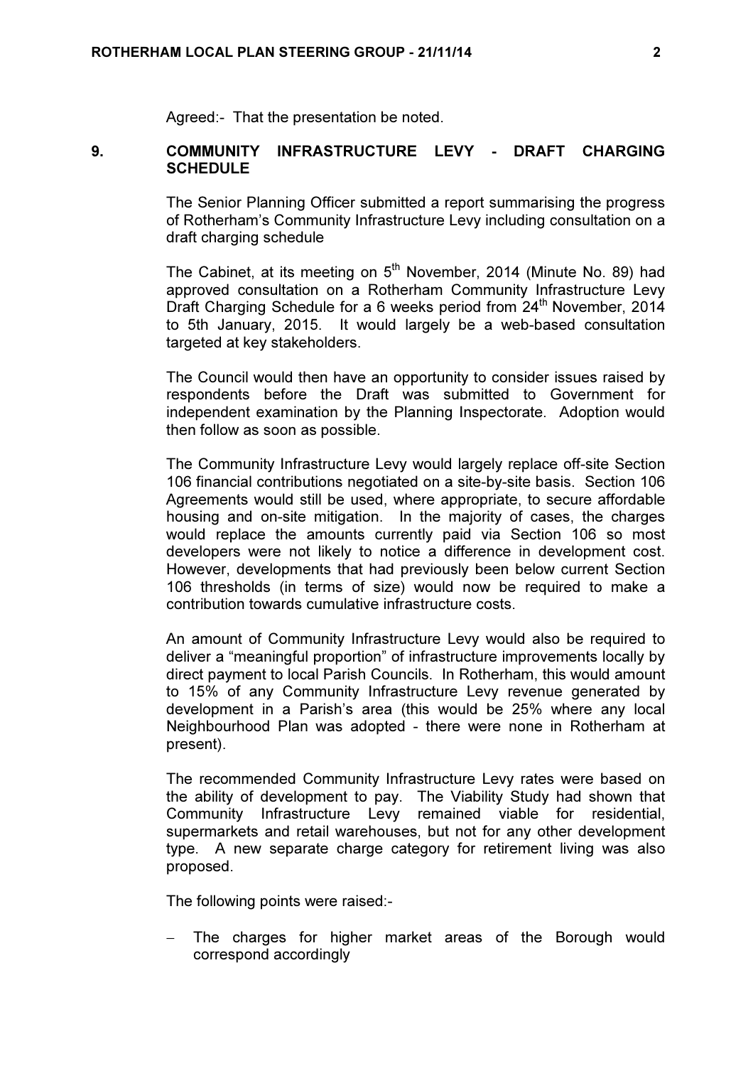Agreed:- That the presentation be noted.

## 9. COMMUNITY INFRASTRUCTURE LEVY - DRAFT CHARGING SCHEDULE

The Senior Planning Officer submitted a report summarising the progress of Rotherham's Community Infrastructure Levy including consultation on a draft charging schedule

The Cabinet, at its meeting on 5th November, 2014 (Minute No. 89) had approved consultation on a Rotherham Community Infrastructure Levy Draft Charging Schedule for a 6 weeks period from 24th November, 2014 to 5th January, 2015. It would largely be a web-based consultation targeted at key stakeholders.

The Council would then have an opportunity to consider issues raised by respondents before the Draft was submitted to Government for independent examination by the Planning Inspectorate. Adoption would then follow as soon as possible.

The Community Infrastructure Levy would largely replace off-site Section 106 financial contributions negotiated on a site-by-site basis. Section 106 Agreements would still be used, where appropriate, to secure affordable housing and on-site mitigation. In the majority of cases, the charges would replace the amounts currently paid via Section 106 so most developers were not likely to notice a difference in development cost. However, developments that had previously been below current Section 106 thresholds (in terms of size) would now be required to make a contribution towards cumulative infrastructure costs.

An amount of Community Infrastructure Levy would also be required to deliver a "meaningful proportion" of infrastructure improvements locally by direct payment to local Parish Councils. In Rotherham, this would amount to 15% of any Community Infrastructure Levy revenue generated by development in a Parish's area (this would be 25% where any local Neighbourhood Plan was adopted - there were none in Rotherham at present).

The recommended Community Infrastructure Levy rates were based on the ability of development to pay. The Viability Study had shown that Community Infrastructure Levy remained viable for residential, supermarkets and retail warehouses, but not for any other development type. A new separate charge category for retirement living was also proposed.

The following points were raised:-

- The charges for higher market areas of the Borough would correspond accordingly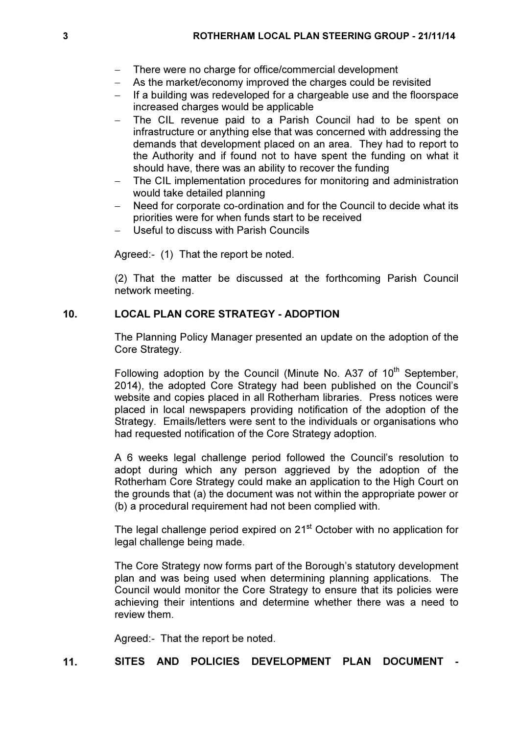- There were no charge for office/commercial development
- As the market/economy improved the charges could be revisited
- If a building was redeveloped for a chargeable use and the floorspace increased charges would be applicable
- The CIL revenue paid to a Parish Council had to be spent on infrastructure or anything else that was concerned with addressing the demands that development placed on an area. They had to report to the Authority and if found not to have spent the funding on what it should have, there was an ability to recover the funding
- The CIL implementation procedures for monitoring and administration would take detailed planning
- Need for corporate co-ordination and for the Council to decide what its priorities were for when funds start to be received
- Useful to discuss with Parish Councils

Agreed:- (1) That the report be noted.

(2) That the matter be discussed at the forthcoming Parish Council network meeting.

## 10. LOCAL PLAN CORE STRATEGY - ADOPTION

The Planning Policy Manager presented an update on the adoption of the Core Strategy.

Following adoption by the Council (Minute No. A37 of 10th September, 2014), the adopted Core Strategy had been published on the Council's website and copies placed in all Rotherham libraries. Press notices were placed in local newspapers providing notification of the adoption of the Strategy. Emails/letters were sent to the individuals or organisations who had requested notification of the Core Strategy adoption.

A 6 weeks legal challenge period followed the Council's resolution to adopt during which any person aggrieved by the adoption of the Rotherham Core Strategy could make an application to the High Court on the grounds that (a) the document was not within the appropriate power or (b) a procedural requirement had not been complied with.

The legal challenge period expired on 21st October with no application for legal challenge being made.

The Core Strategy now forms part of the Borough's statutory development plan and was being used when determining planning applications. The Council would monitor the Core Strategy to ensure that its policies were achieving their intentions and determine whether there was a need to review them.

Agreed:- That the report be noted.

## 11. SITES AND POLICIES DEVELOPMENT PLAN DOCUMENT -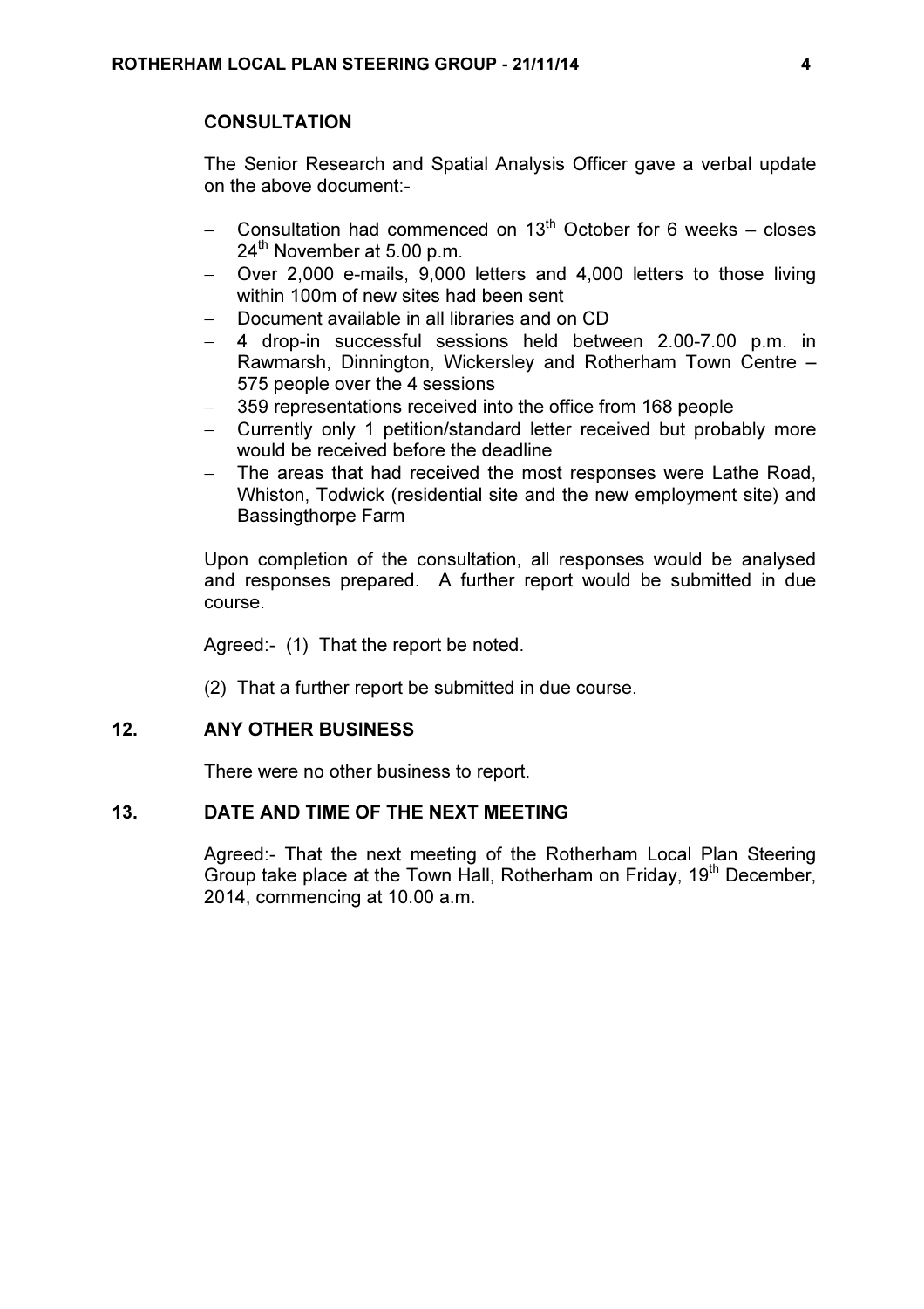### CONSULTATION

The Senior Research and Spatial Analysis Officer gave a verbal update on the above document:-

- Consultation had commenced on 13th October for 6 weeks – closes 24th November at 5.00 p.m.
- Over 2,000 e-mails, 9,000 letters and 4,000 letters to those living within 100m of new sites had been sent
- Document available in all libraries and on CD
- 4 drop-in successful sessions held between 2.00-7.00 p.m. in Rawmarsh, Dinnington, Wickersley and Rotherham Town Centre – 575 people over the 4 sessions
- 359 representations received into the office from 168 people
- Currently only 1 petition/standard letter received but probably more would be received before the deadline
- The areas that had received the most responses were Lathe Road, Whiston, Todwick (residential site and the new employment site) and Bassingthorpe Farm

Upon completion of the consultation, all responses would be analysed and responses prepared. A further report would be submitted in due course.

Agreed:- (1) That the report be noted.

(2) That a further report be submitted in due course.

## 12. ANY OTHER BUSINESS

There were no other business to report.

## 13. DATE AND TIME OF THE NEXT MEETING

Agreed:- That the next meeting of the Rotherham Local Plan Steering Group take place at the Town Hall, Rotherham on Friday, 19th December, 2014, commencing at 10.00 a.m.